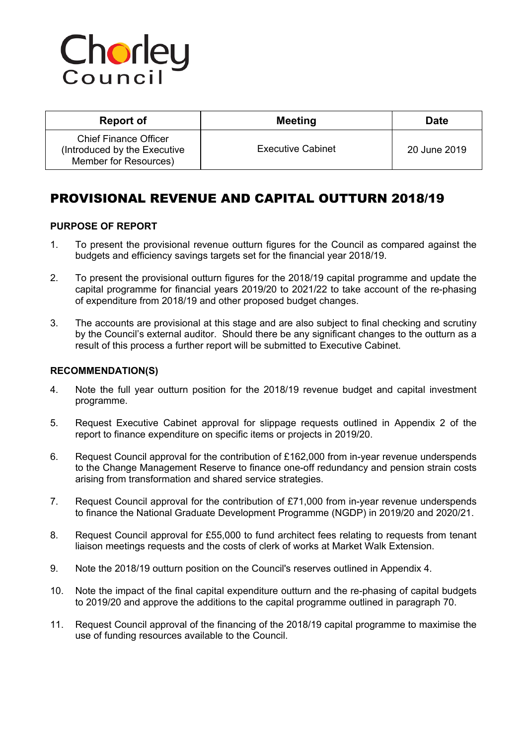Chorley Council

| Report of | Meeting | Date |
| --- | --- | --- |
| Chief Finance Officer (Introduced by the Executive Member for Resources) | Executive Cabinet | 20 June 2019 |

# PROVISIONAL REVENUE AND CAPITAL OUTTURN 2018/19

## PURPOSE OF REPORT

1. To present the provisional revenue outturn figures for the Council as compared against the budgets and efficiency savings targets set for the financial year 2018/19.

2. To present the provisional outturn figures for the 2018/19 capital programme and update the capital programme for financial years 2019/20 to 2021/22 to take account of the re-phasing of expenditure from 2018/19 and other proposed budget changes.

3. The accounts are provisional at this stage and are also subject to final checking and scrutiny by the Council's external auditor. Should there be any significant changes to the outturn as a result of this process a further report will be submitted to Executive Cabinet.

## RECOMMENDATION(S)

4. Note the full year outturn position for the 2018/19 revenue budget and capital investment programme.

5. Request Executive Cabinet approval for slippage requests outlined in Appendix 2 of the report to finance expenditure on specific items or projects in 2019/20.

6. Request Council approval for the contribution of £162,000 from in-year revenue underspends to the Change Management Reserve to finance one-off redundancy and pension strain costs arising from transformation and shared service strategies.

7. Request Council approval for the contribution of £71,000 from in-year revenue underspends to finance the National Graduate Development Programme (NGDP) in 2019/20 and 2020/21.

8. Request Council approval for £55,000 to fund architect fees relating to requests from tenant liaison meetings requests and the costs of clerk of works at Market Walk Extension.

9. Note the 2018/19 outturn position on the Council's reserves outlined in Appendix 4.

10. Note the impact of the final capital expenditure outturn and the re-phasing of capital budgets to 2019/20 and approve the additions to the capital programme outlined in paragraph 70.

11. Request Council approval of the financing of the 2018/19 capital programme to maximise the use of funding resources available to the Council.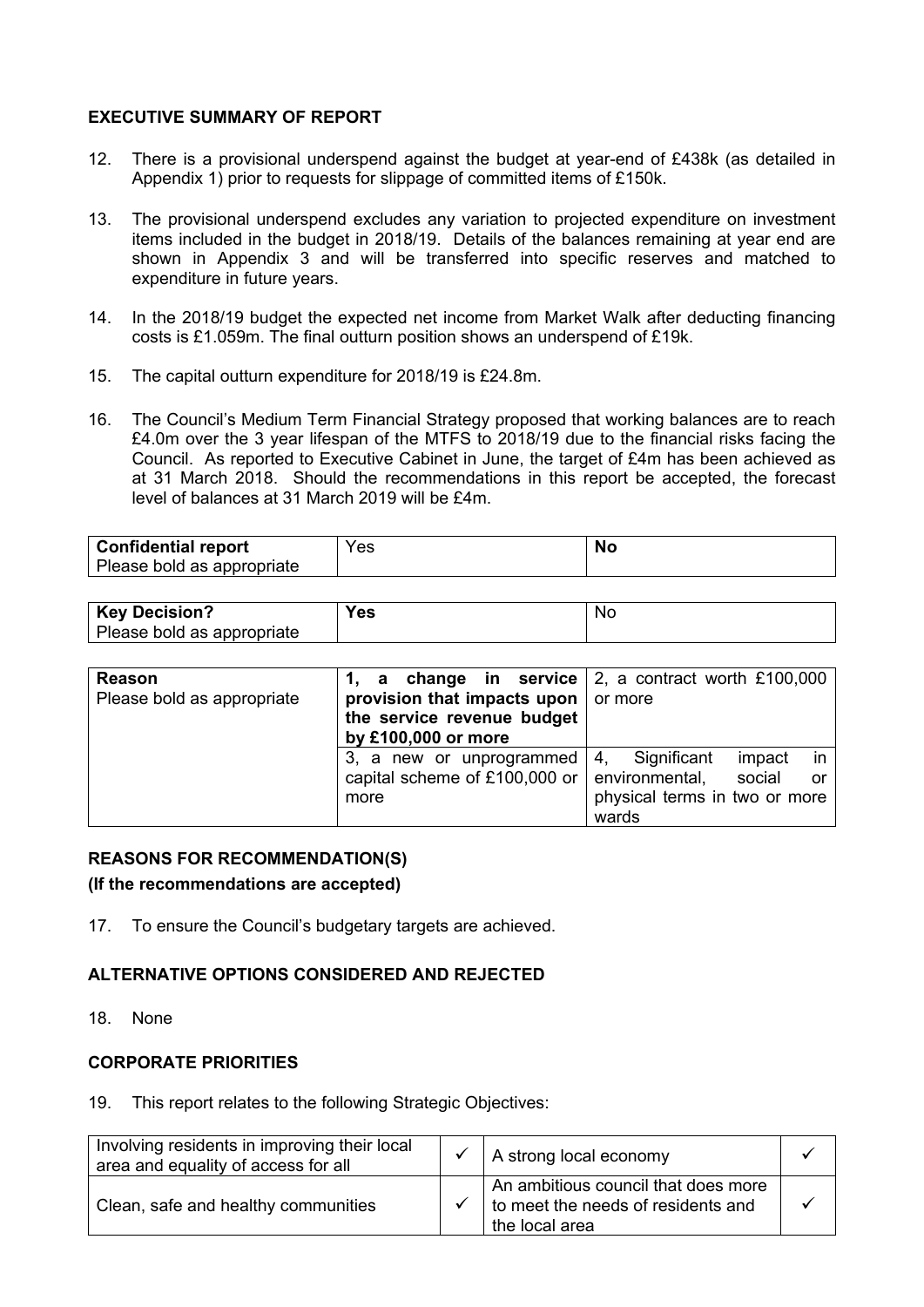## EXECUTIVE SUMMARY OF REPORT

12. There is a provisional underspend against the budget at year-end of £438k (as detailed in Appendix 1) prior to requests for slippage of committed items of £150k.

13. The provisional underspend excludes any variation to projected expenditure on investment items included in the budget in 2018/19. Details of the balances remaining at year end are shown in Appendix 3 and will be transferred into specific reserves and matched to expenditure in future years.

14. In the 2018/19 budget the expected net income from Market Walk after deducting financing costs is £1.059m. The final outturn position shows an underspend of £19k.

15. The capital outturn expenditure for 2018/19 is £24.8m.

16. The Council's Medium Term Financial Strategy proposed that working balances are to reach £4.0m over the 3 year lifespan of the MTFS to 2018/19 due to the financial risks facing the Council. As reported to Executive Cabinet in June, the target of £4m has been achieved as at 31 March 2018. Should the recommendations in this report be accepted, the forecast level of balances at 31 March 2019 will be £4m.

| **Confidential report**<br>Please bold as appropriate | Yes | **No** |
|---|---|---|

| **Key Decision?**<br>Please bold as appropriate | **Yes** | No |
|---|---|---|

| **Reason**<br>Please bold as appropriate | **1, a change in service provision that impacts upon the service revenue budget by £100,000 or more** | 2, a contract worth £100,000 or more |
|---|---|---|
| | 3, a new or unprogrammed capital scheme of £100,000 or more | 4, Significant impact in environmental, social or physical terms in two or more wards |

## REASONS FOR RECOMMENDATION(S)

**(If the recommendations are accepted)**

17. To ensure the Council's budgetary targets are achieved.

## ALTERNATIVE OPTIONS CONSIDERED AND REJECTED

18. None

## CORPORATE PRIORITIES

19. This report relates to the following Strategic Objectives:

| Involving residents in improving their local area and equality of access for all | ✓ | A strong local economy | ✓ |
|---|---|---|---|
| Clean, safe and healthy communities | ✓ | An ambitious council that does more to meet the needs of residents and the local area | ✓ |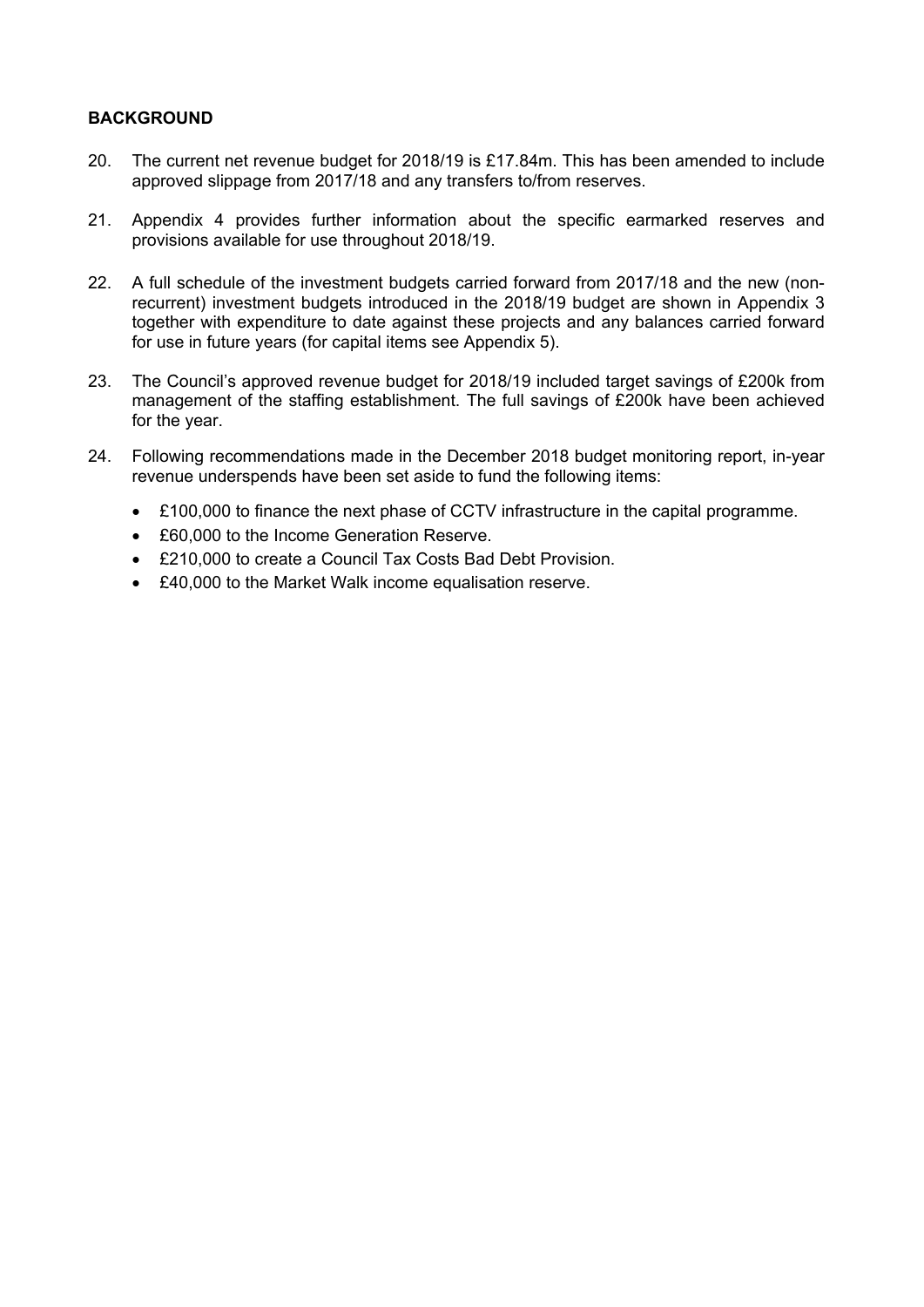## BACKGROUND

20. The current net revenue budget for 2018/19 is £17.84m. This has been amended to include approved slippage from 2017/18 and any transfers to/from reserves.

21. Appendix 4 provides further information about the specific earmarked reserves and provisions available for use throughout 2018/19.

22. A full schedule of the investment budgets carried forward from 2017/18 and the new (non-recurrent) investment budgets introduced in the 2018/19 budget are shown in Appendix 3 together with expenditure to date against these projects and any balances carried forward for use in future years (for capital items see Appendix 5).

23. The Council's approved revenue budget for 2018/19 included target savings of £200k from management of the staffing establishment. The full savings of £200k have been achieved for the year.

24. Following recommendations made in the December 2018 budget monitoring report, in-year revenue underspends have been set aside to fund the following items:

    - £100,000 to finance the next phase of CCTV infrastructure in the capital programme.
    - £60,000 to the Income Generation Reserve.
    - £210,000 to create a Council Tax Costs Bad Debt Provision.
    - £40,000 to the Market Walk income equalisation reserve.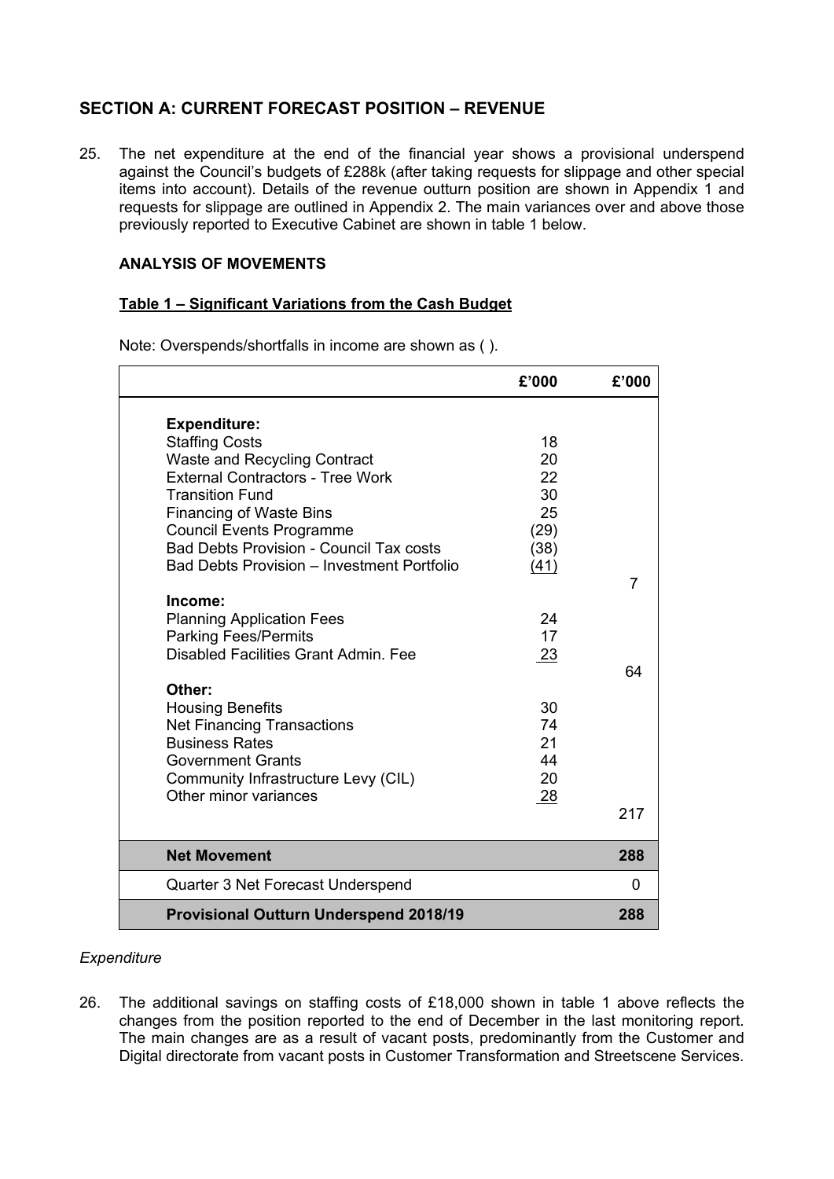## SECTION A: CURRENT FORECAST POSITION – REVENUE

25. The net expenditure at the end of the financial year shows a provisional underspend against the Council's budgets of £288k (after taking requests for slippage and other special items into account). Details of the revenue outturn position are shown in Appendix 1 and requests for slippage are outlined in Appendix 2. The main variances over and above those previously reported to Executive Cabinet are shown in table 1 below.

### ANALYSIS OF MOVEMENTS

**Table 1 – Significant Variations from the Cash Budget**

Note: Overspends/shortfalls in income are shown as ( ).

| | £'000 | £'000 |
|---|---|---|
| **Expenditure:** | | |
| Staffing Costs | 18 | |
| Waste and Recycling Contract | 20 | |
| External Contractors - Tree Work | 22 | |
| Transition Fund | 30 | |
| Financing of Waste Bins | 25 | |
| Council Events Programme | (29) | |
| Bad Debts Provision - Council Tax costs | (38) | |
| Bad Debts Provision – Investment Portfolio | (41) | |
| | | 7 |
| **Income:** | | |
| Planning Application Fees | 24 | |
| Parking Fees/Permits | 17 | |
| Disabled Facilities Grant Admin. Fee | 23 | |
| | | 64 |
| **Other:** | | |
| Housing Benefits | 30 | |
| Net Financing Transactions | 74 | |
| Business Rates | 21 | |
| Government Grants | 44 | |
| Community Infrastructure Levy (CIL) | 20 | |
| Other minor variances | 28 | |
| | | 217 |
| **Net Movement** | | **288** |
| Quarter 3 Net Forecast Underspend | | 0 |
| **Provisional Outturn Underspend 2018/19** | | **288** |

*Expenditure*

26. The additional savings on staffing costs of £18,000 shown in table 1 above reflects the changes from the position reported to the end of December in the last monitoring report. The main changes are as a result of vacant posts, predominantly from the Customer and Digital directorate from vacant posts in Customer Transformation and Streetscene Services.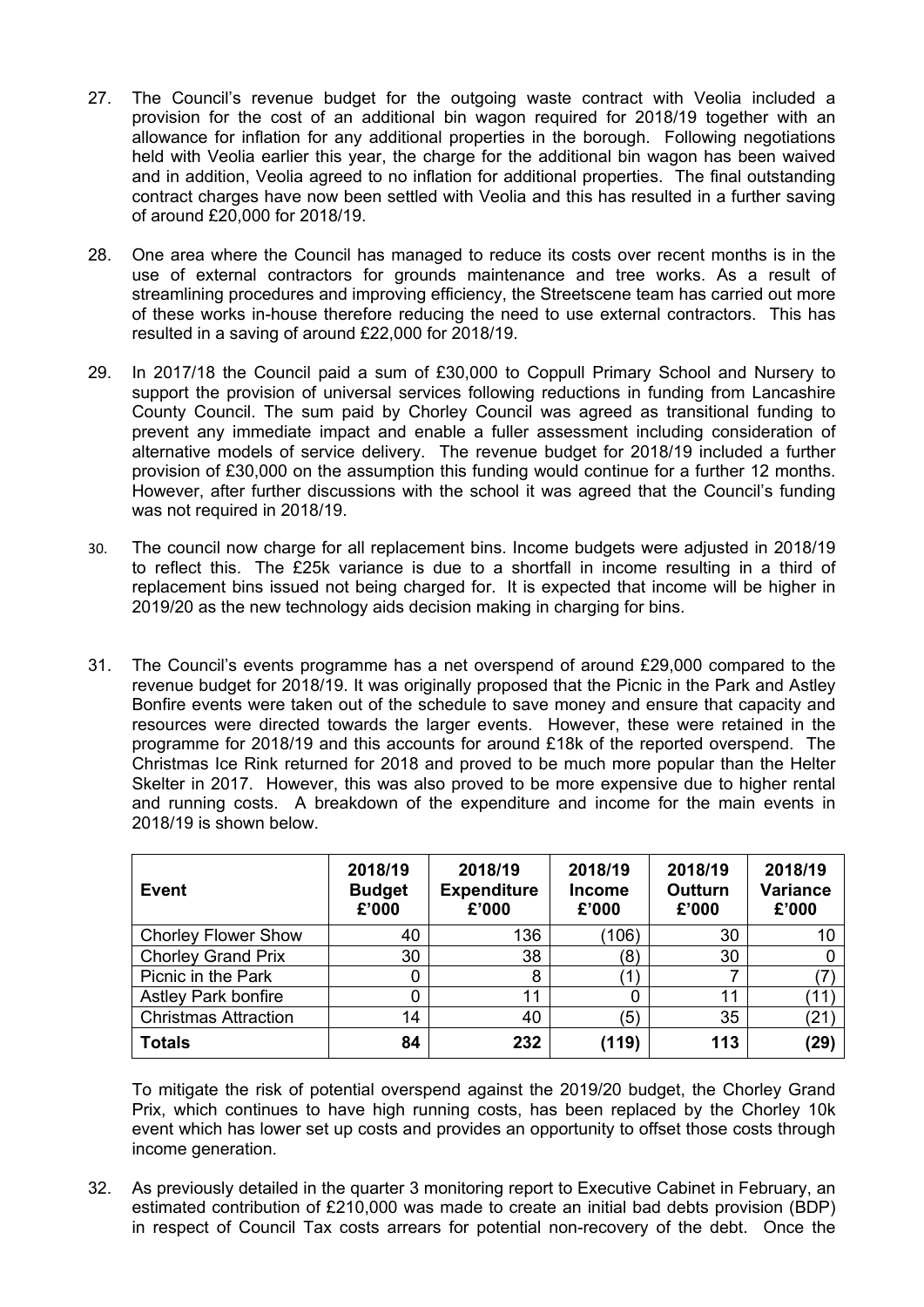27. The Council's revenue budget for the outgoing waste contract with Veolia included a provision for the cost of an additional bin wagon required for 2018/19 together with an allowance for inflation for any additional properties in the borough. Following negotiations held with Veolia earlier this year, the charge for the additional bin wagon has been waived and in addition, Veolia agreed to no inflation for additional properties. The final outstanding contract charges have now been settled with Veolia and this has resulted in a further saving of around £20,000 for 2018/19.

28. One area where the Council has managed to reduce its costs over recent months is in the use of external contractors for grounds maintenance and tree works. As a result of streamlining procedures and improving efficiency, the Streetscene team has carried out more of these works in-house therefore reducing the need to use external contractors. This has resulted in a saving of around £22,000 for 2018/19.

29. In 2017/18 the Council paid a sum of £30,000 to Coppull Primary School and Nursery to support the provision of universal services following reductions in funding from Lancashire County Council. The sum paid by Chorley Council was agreed as transitional funding to prevent any immediate impact and enable a fuller assessment including consideration of alternative models of service delivery. The revenue budget for 2018/19 included a further provision of £30,000 on the assumption this funding would continue for a further 12 months. However, after further discussions with the school it was agreed that the Council's funding was not required in 2018/19.

30. The council now charge for all replacement bins. Income budgets were adjusted in 2018/19 to reflect this. The £25k variance is due to a shortfall in income resulting in a third of replacement bins issued not being charged for. It is expected that income will be higher in 2019/20 as the new technology aids decision making in charging for bins.

31. The Council's events programme has a net overspend of around £29,000 compared to the revenue budget for 2018/19. It was originally proposed that the Picnic in the Park and Astley Bonfire events were taken out of the schedule to save money and ensure that capacity and resources were directed towards the larger events. However, these were retained in the programme for 2018/19 and this accounts for around £18k of the reported overspend. The Christmas Ice Rink returned for 2018 and proved to be much more popular than the Helter Skelter in 2017. However, this was also proved to be more expensive due to higher rental and running costs. A breakdown of the expenditure and income for the main events in 2018/19 is shown below.

| Event | 2018/19 Budget £'000 | 2018/19 Expenditure £'000 | 2018/19 Income £'000 | 2018/19 Outturn £'000 | 2018/19 Variance £'000 |
|---|---|---|---|---|---|
| Chorley Flower Show | 40 | 136 | (106) | 30 | 10 |
| Chorley Grand Prix | 30 | 38 | (8) | 30 | 0 |
| Picnic in the Park | 0 | 8 | (1) | 7 | (7) |
| Astley Park bonfire | 0 | 11 | 0 | 11 | (11) |
| Christmas Attraction | 14 | 40 | (5) | 35 | (21) |
| **Totals** | **84** | **232** | **(119)** | **113** | **(29)** |

To mitigate the risk of potential overspend against the 2019/20 budget, the Chorley Grand Prix, which continues to have high running costs, has been replaced by the Chorley 10k event which has lower set up costs and provides an opportunity to offset those costs through income generation.

32. As previously detailed in the quarter 3 monitoring report to Executive Cabinet in February, an estimated contribution of £210,000 was made to create an initial bad debts provision (BDP) in respect of Council Tax costs arrears for potential non-recovery of the debt. Once the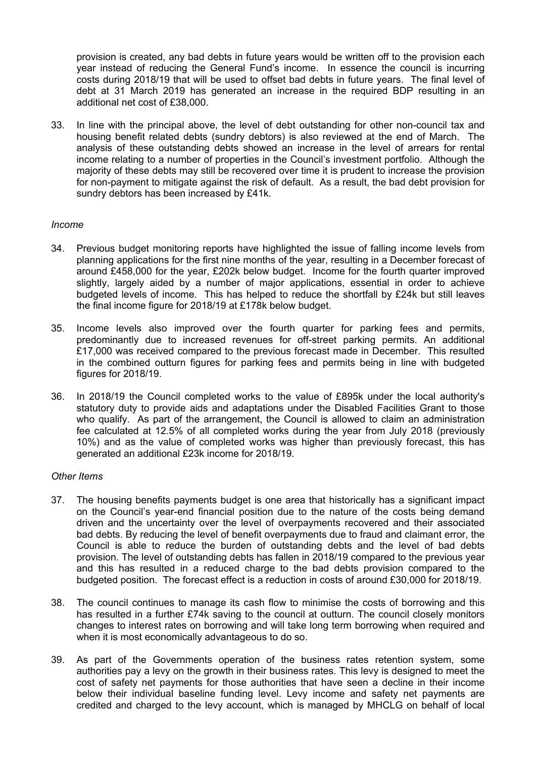provision is created, any bad debts in future years would be written off to the provision each year instead of reducing the General Fund's income. In essence the council is incurring costs during 2018/19 that will be used to offset bad debts in future years. The final level of debt at 31 March 2019 has generated an increase in the required BDP resulting in an additional net cost of £38,000.

33. In line with the principal above, the level of debt outstanding for other non-council tax and housing benefit related debts (sundry debtors) is also reviewed at the end of March. The analysis of these outstanding debts showed an increase in the level of arrears for rental income relating to a number of properties in the Council's investment portfolio. Although the majority of these debts may still be recovered over time it is prudent to increase the provision for non-payment to mitigate against the risk of default. As a result, the bad debt provision for sundry debtors has been increased by £41k.

*Income*

34. Previous budget monitoring reports have highlighted the issue of falling income levels from planning applications for the first nine months of the year, resulting in a December forecast of around £458,000 for the year, £202k below budget. Income for the fourth quarter improved slightly, largely aided by a number of major applications, essential in order to achieve budgeted levels of income. This has helped to reduce the shortfall by £24k but still leaves the final income figure for 2018/19 at £178k below budget.

35. Income levels also improved over the fourth quarter for parking fees and permits, predominantly due to increased revenues for off-street parking permits. An additional £17,000 was received compared to the previous forecast made in December. This resulted in the combined outturn figures for parking fees and permits being in line with budgeted figures for 2018/19.

36. In 2018/19 the Council completed works to the value of £895k under the local authority's statutory duty to provide aids and adaptations under the Disabled Facilities Grant to those who qualify. As part of the arrangement, the Council is allowed to claim an administration fee calculated at 12.5% of all completed works during the year from July 2018 (previously 10%) and as the value of completed works was higher than previously forecast, this has generated an additional £23k income for 2018/19.

*Other Items*

37. The housing benefits payments budget is one area that historically has a significant impact on the Council's year-end financial position due to the nature of the costs being demand driven and the uncertainty over the level of overpayments recovered and their associated bad debts. By reducing the level of benefit overpayments due to fraud and claimant error, the Council is able to reduce the burden of outstanding debts and the level of bad debts provision. The level of outstanding debts has fallen in 2018/19 compared to the previous year and this has resulted in a reduced charge to the bad debts provision compared to the budgeted position. The forecast effect is a reduction in costs of around £30,000 for 2018/19.

38. The council continues to manage its cash flow to minimise the costs of borrowing and this has resulted in a further £74k saving to the council at outturn. The council closely monitors changes to interest rates on borrowing and will take long term borrowing when required and when it is most economically advantageous to do so.

39. As part of the Governments operation of the business rates retention system, some authorities pay a levy on the growth in their business rates. This levy is designed to meet the cost of safety net payments for those authorities that have seen a decline in their income below their individual baseline funding level. Levy income and safety net payments are credited and charged to the levy account, which is managed by MHCLG on behalf of local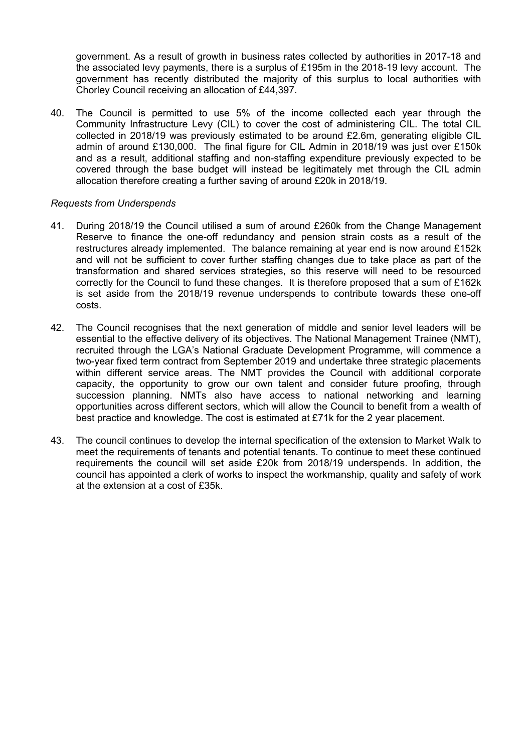government. As a result of growth in business rates collected by authorities in 2017-18 and the associated levy payments, there is a surplus of £195m in the 2018-19 levy account. The government has recently distributed the majority of this surplus to local authorities with Chorley Council receiving an allocation of £44,397.

40. The Council is permitted to use 5% of the income collected each year through the Community Infrastructure Levy (CIL) to cover the cost of administering CIL. The total CIL collected in 2018/19 was previously estimated to be around £2.6m, generating eligible CIL admin of around £130,000. The final figure for CIL Admin in 2018/19 was just over £150k and as a result, additional staffing and non-staffing expenditure previously expected to be covered through the base budget will instead be legitimately met through the CIL admin allocation therefore creating a further saving of around £20k in 2018/19.

*Requests from Underspends*

41. During 2018/19 the Council utilised a sum of around £260k from the Change Management Reserve to finance the one-off redundancy and pension strain costs as a result of the restructures already implemented. The balance remaining at year end is now around £152k and will not be sufficient to cover further staffing changes due to take place as part of the transformation and shared services strategies, so this reserve will need to be resourced correctly for the Council to fund these changes. It is therefore proposed that a sum of £162k is set aside from the 2018/19 revenue underspends to contribute towards these one-off costs.

42. The Council recognises that the next generation of middle and senior level leaders will be essential to the effective delivery of its objectives. The National Management Trainee (NMT), recruited through the LGA's National Graduate Development Programme, will commence a two-year fixed term contract from September 2019 and undertake three strategic placements within different service areas. The NMT provides the Council with additional corporate capacity, the opportunity to grow our own talent and consider future proofing, through succession planning. NMTs also have access to national networking and learning opportunities across different sectors, which will allow the Council to benefit from a wealth of best practice and knowledge. The cost is estimated at £71k for the 2 year placement.

43. The council continues to develop the internal specification of the extension to Market Walk to meet the requirements of tenants and potential tenants. To continue to meet these continued requirements the council will set aside £20k from 2018/19 underspends. In addition, the council has appointed a clerk of works to inspect the workmanship, quality and safety of work at the extension at a cost of £35k.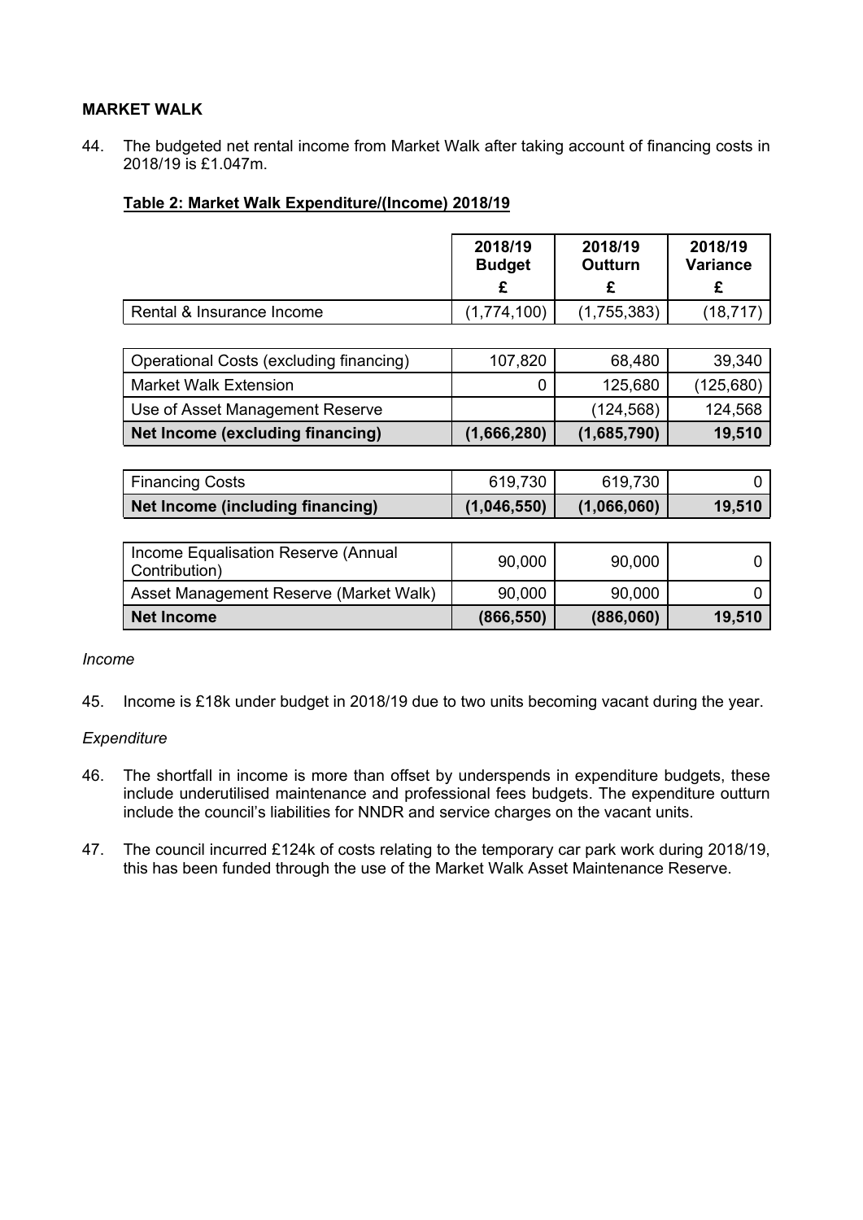## MARKET WALK

44. The budgeted net rental income from Market Walk after taking account of financing costs in 2018/19 is £1.047m.

**Table 2: Market Walk Expenditure/(Income) 2018/19**

| | 2018/19 Budget £ | 2018/19 Outturn £ | 2018/19 Variance £ |
|---|---|---|---|
| Rental & Insurance Income | (1,774,100) | (1,755,383) | (18,717) |
| Operational Costs (excluding financing) | 107,820 | 68,480 | 39,340 |
| Market Walk Extension | 0 | 125,680 | (125,680) |
| Use of Asset Management Reserve | | (124,568) | 124,568 |
| **Net Income (excluding financing)** | **(1,666,280)** | **(1,685,790)** | **19,510** |
| Financing Costs | 619,730 | 619,730 | 0 |
| **Net Income (including financing)** | **(1,046,550)** | **(1,066,060)** | **19,510** |
| Income Equalisation Reserve (Annual Contribution) | 90,000 | 90,000 | 0 |
| Asset Management Reserve (Market Walk) | 90,000 | 90,000 | 0 |
| **Net Income** | **(866,550)** | **(886,060)** | **19,510** |

*Income*

45. Income is £18k under budget in 2018/19 due to two units becoming vacant during the year.

*Expenditure*

46. The shortfall in income is more than offset by underspends in expenditure budgets, these include underutilised maintenance and professional fees budgets. The expenditure outturn include the council's liabilities for NNDR and service charges on the vacant units.

47. The council incurred £124k of costs relating to the temporary car park work during 2018/19, this has been funded through the use of the Market Walk Asset Maintenance Reserve.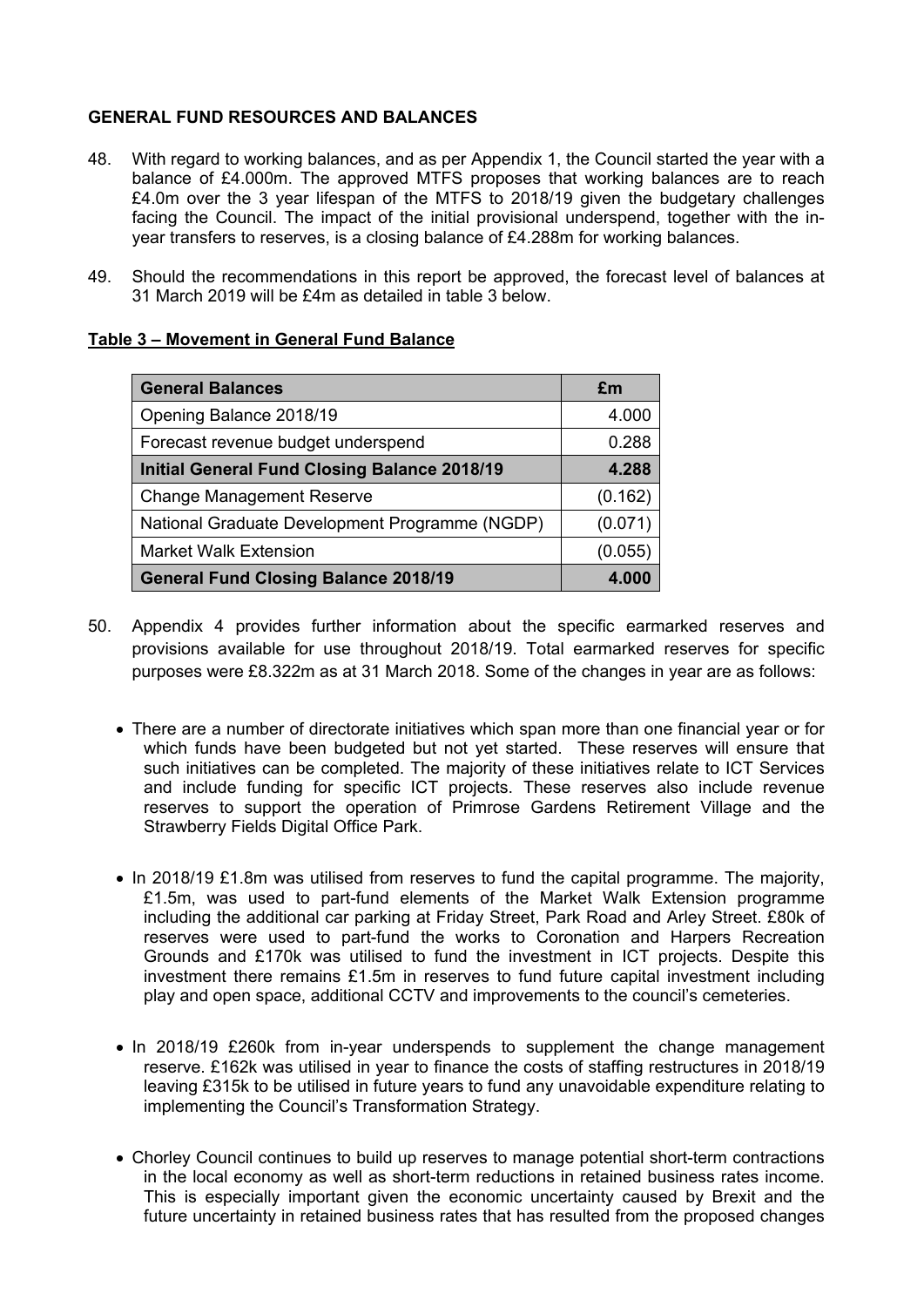## GENERAL FUND RESOURCES AND BALANCES

48. With regard to working balances, and as per Appendix 1, the Council started the year with a balance of £4.000m. The approved MTFS proposes that working balances are to reach £4.0m over the 3 year lifespan of the MTFS to 2018/19 given the budgetary challenges facing the Council. The impact of the initial provisional underspend, together with the in-year transfers to reserves, is a closing balance of £4.288m for working balances.

49. Should the recommendations in this report be approved, the forecast level of balances at 31 March 2019 will be £4m as detailed in table 3 below.

**Table 3 – Movement in General Fund Balance**

| General Balances | £m |
|---|---|
| Opening Balance 2018/19 | 4.000 |
| Forecast revenue budget underspend | 0.288 |
| **Initial General Fund Closing Balance 2018/19** | **4.288** |
| Change Management Reserve | (0.162) |
| National Graduate Development Programme (NGDP) | (0.071) |
| Market Walk Extension | (0.055) |
| **General Fund Closing Balance 2018/19** | **4.000** |

50. Appendix 4 provides further information about the specific earmarked reserves and provisions available for use throughout 2018/19. Total earmarked reserves for specific purposes were £8.322m as at 31 March 2018. Some of the changes in year are as follows:

- There are a number of directorate initiatives which span more than one financial year or for which funds have been budgeted but not yet started. These reserves will ensure that such initiatives can be completed. The majority of these initiatives relate to ICT Services and include funding for specific ICT projects. These reserves also include revenue reserves to support the operation of Primrose Gardens Retirement Village and the Strawberry Fields Digital Office Park.

- In 2018/19 £1.8m was utilised from reserves to fund the capital programme. The majority, £1.5m, was used to part-fund elements of the Market Walk Extension programme including the additional car parking at Friday Street, Park Road and Arley Street. £80k of reserves were used to part-fund the works to Coronation and Harpers Recreation Grounds and £170k was utilised to fund the investment in ICT projects. Despite this investment there remains £1.5m in reserves to fund future capital investment including play and open space, additional CCTV and improvements to the council's cemeteries.

- In 2018/19 £260k from in-year underspends to supplement the change management reserve. £162k was utilised in year to finance the costs of staffing restructures in 2018/19 leaving £315k to be utilised in future years to fund any unavoidable expenditure relating to implementing the Council's Transformation Strategy.

- Chorley Council continues to build up reserves to manage potential short-term contractions in the local economy as well as short-term reductions in retained business rates income. This is especially important given the economic uncertainty caused by Brexit and the future uncertainty in retained business rates that has resulted from the proposed changes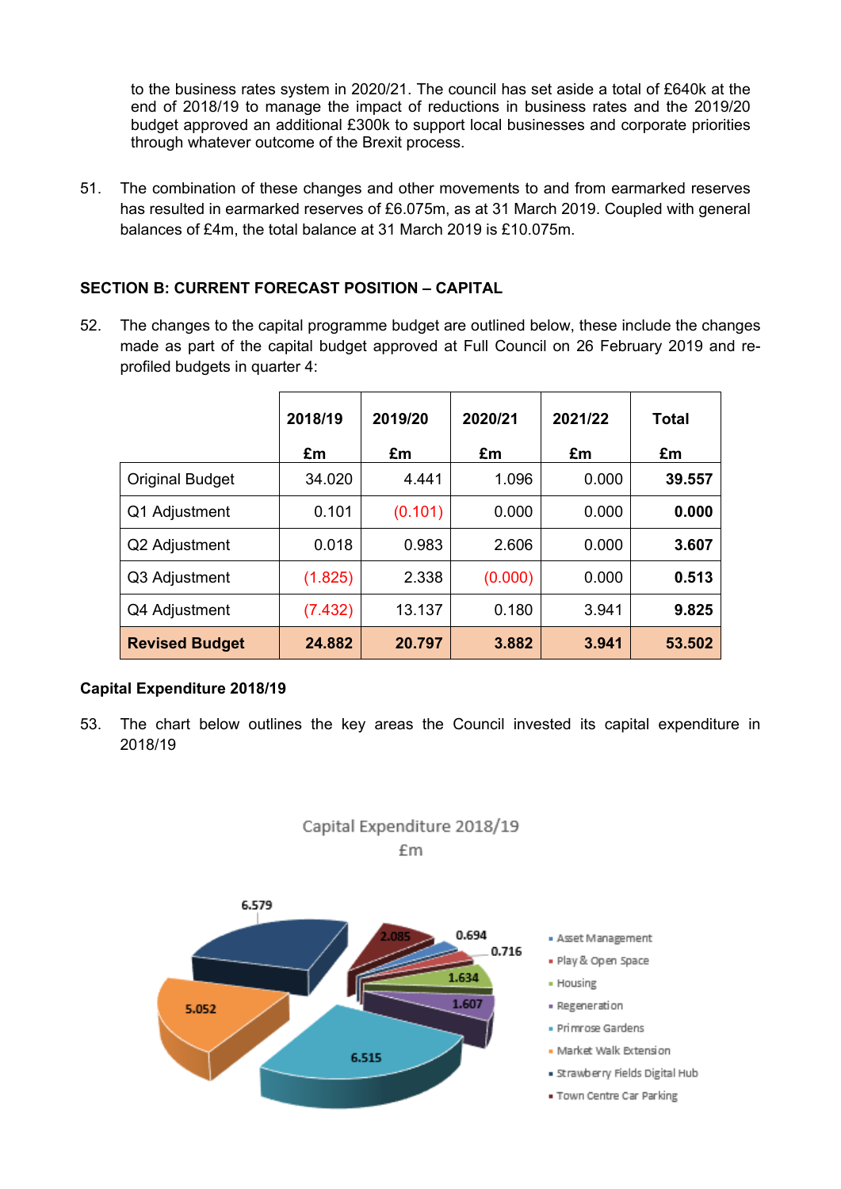to the business rates system in 2020/21. The council has set aside a total of £640k at the end of 2018/19 to manage the impact of reductions in business rates and the 2019/20 budget approved an additional £300k to support local businesses and corporate priorities through whatever outcome of the Brexit process.

51. The combination of these changes and other movements to and from earmarked reserves has resulted in earmarked reserves of £6.075m, as at 31 March 2019. Coupled with general balances of £4m, the total balance at 31 March 2019 is £10.075m.

**SECTION B: CURRENT FORECAST POSITION – CAPITAL**

52. The changes to the capital programme budget are outlined below, these include the changes made as part of the capital budget approved at Full Council on 26 February 2019 and re-profiled budgets in quarter 4:

| | 2018/19 £m | 2019/20 £m | 2020/21 £m | 2021/22 £m | Total £m |
|---|---|---|---|---|---|
| Original Budget | 34.020 | 4.441 | 1.096 | 0.000 | **39.557** |
| Q1 Adjustment | 0.101 | (0.101) | 0.000 | 0.000 | **0.000** |
| Q2 Adjustment | 0.018 | 0.983 | 2.606 | 0.000 | **3.607** |
| Q3 Adjustment | (1.825) | 2.338 | (0.000) | 0.000 | **0.513** |
| Q4 Adjustment | (7.432) | 13.137 | 0.180 | 3.941 | **9.825** |
| **Revised Budget** | **24.882** | **20.797** | **3.882** | **3.941** | **53.502** |

**Capital Expenditure 2018/19**

53. The chart below outlines the key areas the Council invested its capital expenditure in 2018/19

Capital Expenditure 2018/19
£m

| Category | £m |
|---|---|
| Asset Management | 0.694 |
| Play & Open Space | 0.716 |
| Housing | 1.634 |
| Regeneration | 1.607 |
| Primrose Gardens | 6.515 |
| Market Walk Extension | 5.052 |
| Strawberry Fields Digital Hub | 6.579 |
| Town Centre Car Parking | 2.085 |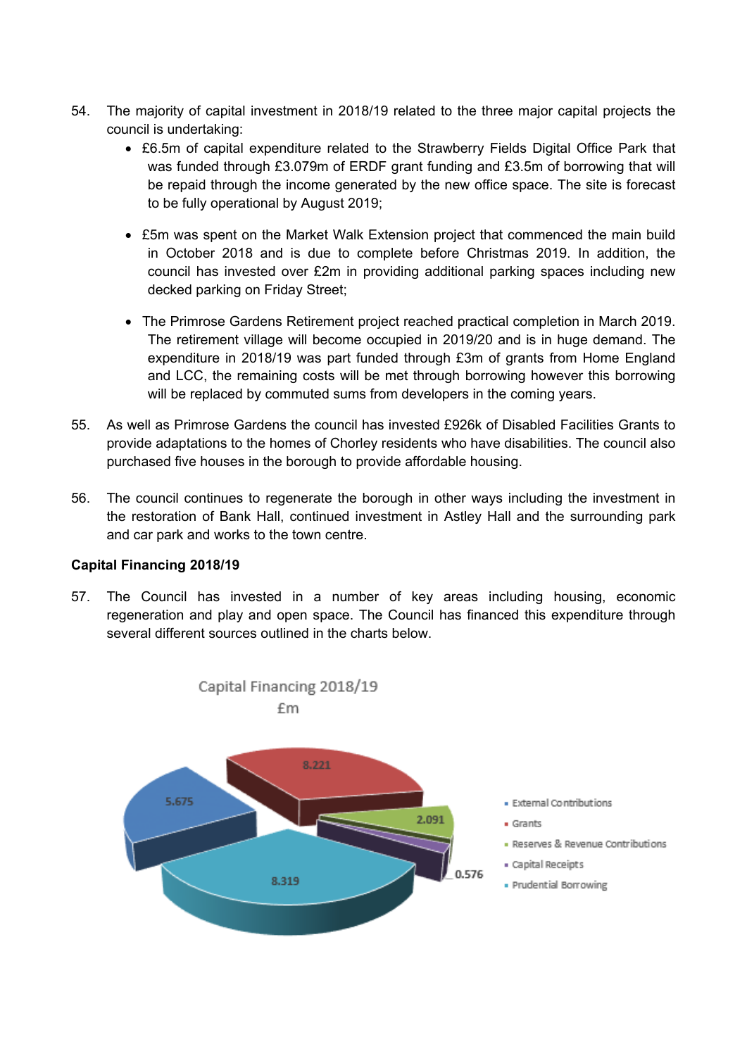54. The majority of capital investment in 2018/19 related to the three major capital projects the council is undertaking:
    - £6.5m of capital expenditure related to the Strawberry Fields Digital Office Park that was funded through £3.079m of ERDF grant funding and £3.5m of borrowing that will be repaid through the income generated by the new office space. The site is forecast to be fully operational by August 2019;
    - £5m was spent on the Market Walk Extension project that commenced the main build in October 2018 and is due to complete before Christmas 2019. In addition, the council has invested over £2m in providing additional parking spaces including new decked parking on Friday Street;
    - The Primrose Gardens Retirement project reached practical completion in March 2019. The retirement village will become occupied in 2019/20 and is in huge demand. The expenditure in 2018/19 was part funded through £3m of grants from Home England and LCC, the remaining costs will be met through borrowing however this borrowing will be replaced by commuted sums from developers in the coming years.

55. As well as Primrose Gardens the council has invested £926k of Disabled Facilities Grants to provide adaptations to the homes of Chorley residents who have disabilities. The council also purchased five houses in the borough to provide affordable housing.

56. The council continues to regenerate the borough in other ways including the investment in the restoration of Bank Hall, continued investment in Astley Hall and the surrounding park and car park and works to the town centre.

**Capital Financing 2018/19**

57. The Council has invested in a number of key areas including housing, economic regeneration and play and open space. The Council has financed this expenditure through several different sources outlined in the charts below.

Capital Financing 2018/19
£m

| Source | £m |
|---|---|
| External Contributions | 5.675 |
| Grants | 8.221 |
| Reserves & Revenue Contributions | 2.091 |
| Capital Receipts | 0.576 |
| Prudential Borrowing | 8.319 |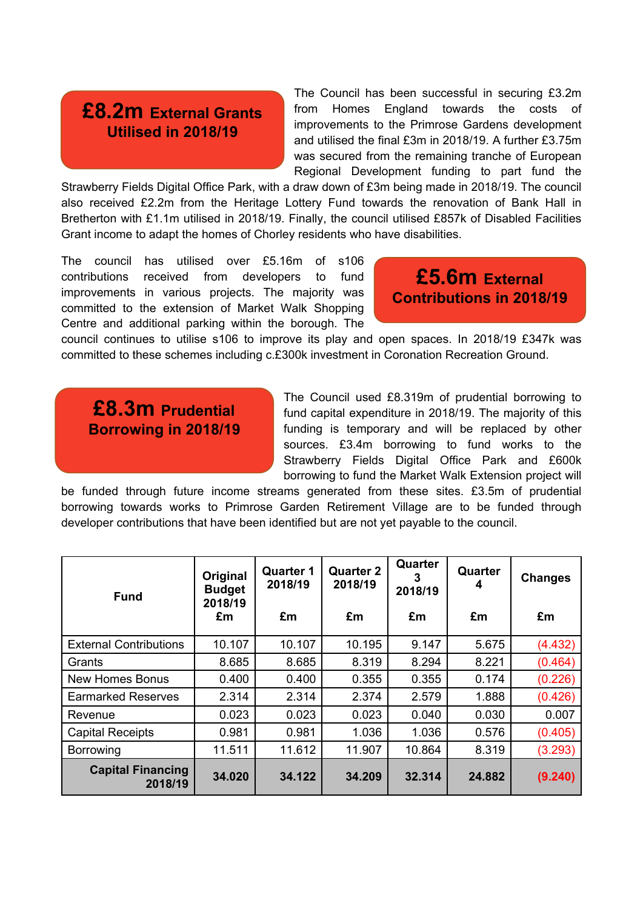**£8.2m External Grants Utilised in 2018/19**

The Council has been successful in securing £3.2m from Homes England towards the costs of improvements to the Primrose Gardens development and utilised the final £3m in 2018/19. A further £3.75m was secured from the remaining tranche of European Regional Development funding to part fund the Strawberry Fields Digital Office Park, with a draw down of £3m being made in 2018/19. The council also received £2.2m from the Heritage Lottery Fund towards the renovation of Bank Hall in Bretherton with £1.1m utilised in 2018/19. Finally, the council utilised £857k of Disabled Facilities Grant income to adapt the homes of Chorley residents who have disabilities.

**£5.6m External Contributions in 2018/19**

The council has utilised over £5.16m of s106 contributions received from developers to fund improvements in various projects. The majority was committed to the extension of Market Walk Shopping Centre and additional parking within the borough. The council continues to utilise s106 to improve its play and open spaces. In 2018/19 £347k was committed to these schemes including c.£300k investment in Coronation Recreation Ground.

**£8.3m Prudential Borrowing in 2018/19**

The Council used £8.319m of prudential borrowing to fund capital expenditure in 2018/19. The majority of this funding is temporary and will be replaced by other sources. £3.4m borrowing to fund works to the Strawberry Fields Digital Office Park and £600k borrowing to fund the Market Walk Extension project will be funded through future income streams generated from these sites. £3.5m of prudential borrowing towards works to Primrose Garden Retirement Village are to be funded through developer contributions that have been identified but are not yet payable to the council.

| Fund | Original Budget 2018/19 £m | Quarter 1 2018/19 £m | Quarter 2 2018/19 £m | Quarter 3 2018/19 £m | Quarter 4 £m | Changes £m |
|---|---|---|---|---|---|---|
| External Contributions | 10.107 | 10.107 | 10.195 | 9.147 | 5.675 | (4.432) |
| Grants | 8.685 | 8.685 | 8.319 | 8.294 | 8.221 | (0.464) |
| New Homes Bonus | 0.400 | 0.400 | 0.355 | 0.355 | 0.174 | (0.226) |
| Earmarked Reserves | 2.314 | 2.314 | 2.374 | 2.579 | 1.888 | (0.426) |
| Revenue | 0.023 | 0.023 | 0.023 | 0.040 | 0.030 | 0.007 |
| Capital Receipts | 0.981 | 0.981 | 1.036 | 1.036 | 0.576 | (0.405) |
| Borrowing | 11.511 | 11.612 | 11.907 | 10.864 | 8.319 | (3.293) |
| **Capital Financing 2018/19** | **34.020** | **34.122** | **34.209** | **32.314** | **24.882** | **(9.240)** |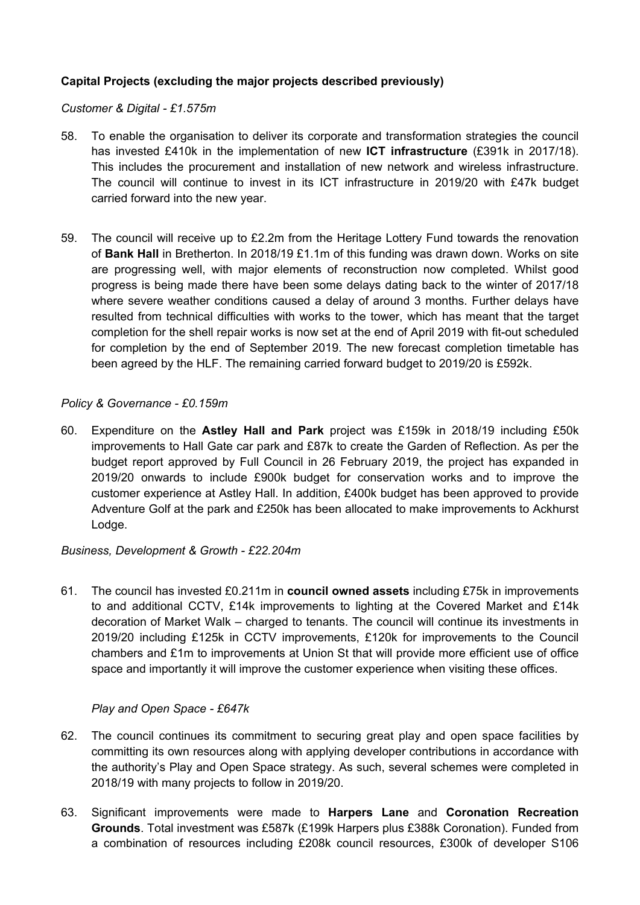**Capital Projects (excluding the major projects described previously)**

*Customer & Digital - £1.575m*

58. To enable the organisation to deliver its corporate and transformation strategies the council has invested £410k in the implementation of new **ICT infrastructure** (£391k in 2017/18). This includes the procurement and installation of new network and wireless infrastructure. The council will continue to invest in its ICT infrastructure in 2019/20 with £47k budget carried forward into the new year.

59. The council will receive up to £2.2m from the Heritage Lottery Fund towards the renovation of **Bank Hall** in Bretherton. In 2018/19 £1.1m of this funding was drawn down. Works on site are progressing well, with major elements of reconstruction now completed. Whilst good progress is being made there have been some delays dating back to the winter of 2017/18 where severe weather conditions caused a delay of around 3 months. Further delays have resulted from technical difficulties with works to the tower, which has meant that the target completion for the shell repair works is now set at the end of April 2019 with fit-out scheduled for completion by the end of September 2019. The new forecast completion timetable has been agreed by the HLF. The remaining carried forward budget to 2019/20 is £592k.

*Policy & Governance - £0.159m*

60. Expenditure on the **Astley Hall and Park** project was £159k in 2018/19 including £50k improvements to Hall Gate car park and £87k to create the Garden of Reflection. As per the budget report approved by Full Council in 26 February 2019, the project has expanded in 2019/20 onwards to include £900k budget for conservation works and to improve the customer experience at Astley Hall. In addition, £400k budget has been approved to provide Adventure Golf at the park and £250k has been allocated to make improvements to Ackhurst Lodge.

*Business, Development & Growth - £22.204m*

61. The council has invested £0.211m in **council owned assets** including £75k in improvements to and additional CCTV, £14k improvements to lighting at the Covered Market and £14k decoration of Market Walk – charged to tenants. The council will continue its investments in 2019/20 including £125k in CCTV improvements, £120k for improvements to the Council chambers and £1m to improvements at Union St that will provide more efficient use of office space and importantly it will improve the customer experience when visiting these offices.

*Play and Open Space - £647k*

62. The council continues its commitment to securing great play and open space facilities by committing its own resources along with applying developer contributions in accordance with the authority's Play and Open Space strategy. As such, several schemes were completed in 2018/19 with many projects to follow in 2019/20.

63. Significant improvements were made to **Harpers Lane** and **Coronation Recreation Grounds**. Total investment was £587k (£199k Harpers plus £388k Coronation). Funded from a combination of resources including £208k council resources, £300k of developer S106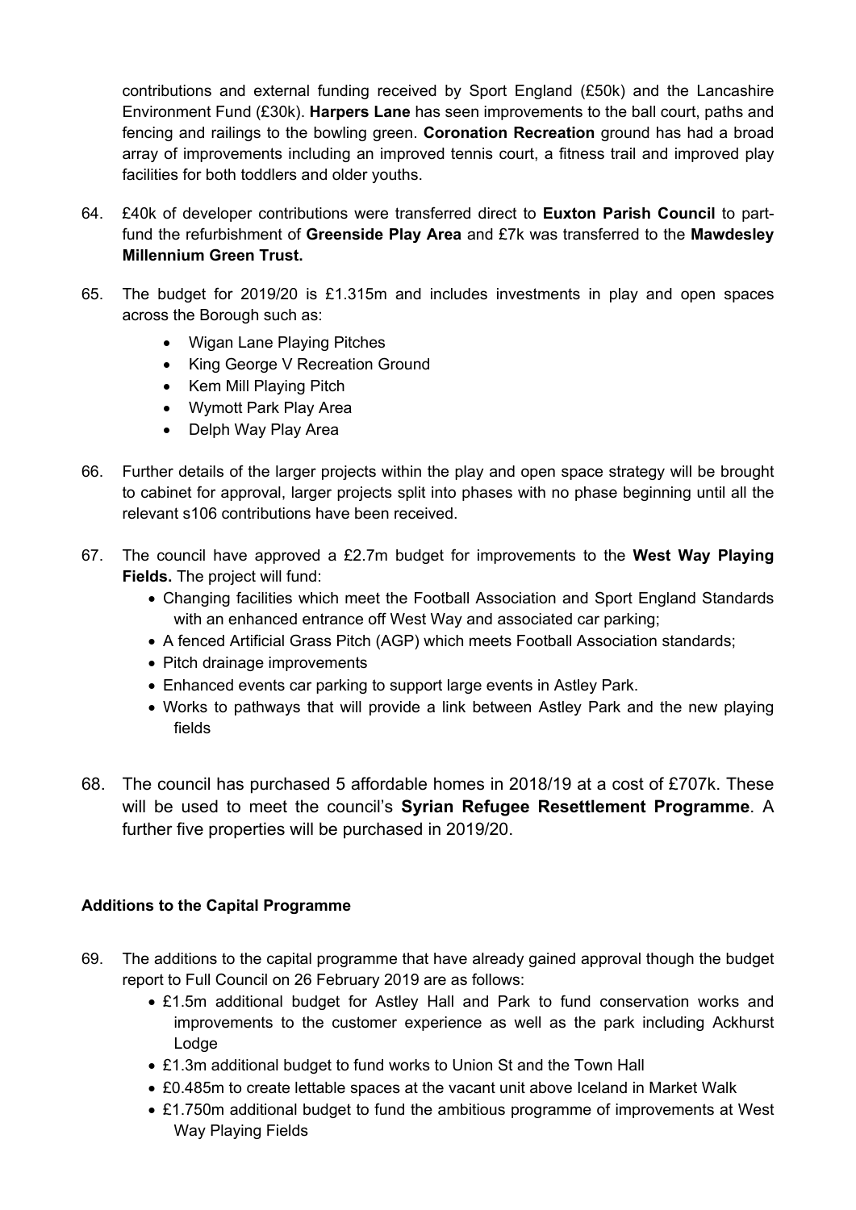contributions and external funding received by Sport England (£50k) and the Lancashire Environment Fund (£30k). **Harpers Lane** has seen improvements to the ball court, paths and fencing and railings to the bowling green. **Coronation Recreation** ground has had a broad array of improvements including an improved tennis court, a fitness trail and improved play facilities for both toddlers and older youths.

64. £40k of developer contributions were transferred direct to **Euxton Parish Council** to part-fund the refurbishment of **Greenside Play Area** and £7k was transferred to the **Mawdesley Millennium Green Trust.**

65. The budget for 2019/20 is £1.315m and includes investments in play and open spaces across the Borough such as:
    - Wigan Lane Playing Pitches
    - King George V Recreation Ground
    - Kem Mill Playing Pitch
    - Wymott Park Play Area
    - Delph Way Play Area

66. Further details of the larger projects within the play and open space strategy will be brought to cabinet for approval, larger projects split into phases with no phase beginning until all the relevant s106 contributions have been received.

67. The council have approved a £2.7m budget for improvements to the **West Way Playing Fields.** The project will fund:
    - Changing facilities which meet the Football Association and Sport England Standards with an enhanced entrance off West Way and associated car parking;
    - A fenced Artificial Grass Pitch (AGP) which meets Football Association standards;
    - Pitch drainage improvements
    - Enhanced events car parking to support large events in Astley Park.
    - Works to pathways that will provide a link between Astley Park and the new playing fields

68. The council has purchased 5 affordable homes in 2018/19 at a cost of £707k. These will be used to meet the council's **Syrian Refugee Resettlement Programme**. A further five properties will be purchased in 2019/20.

### Additions to the Capital Programme

69. The additions to the capital programme that have already gained approval though the budget report to Full Council on 26 February 2019 are as follows:
    - £1.5m additional budget for Astley Hall and Park to fund conservation works and improvements to the customer experience as well as the park including Ackhurst Lodge
    - £1.3m additional budget to fund works to Union St and the Town Hall
    - £0.485m to create lettable spaces at the vacant unit above Iceland in Market Walk
    - £1.750m additional budget to fund the ambitious programme of improvements at West Way Playing Fields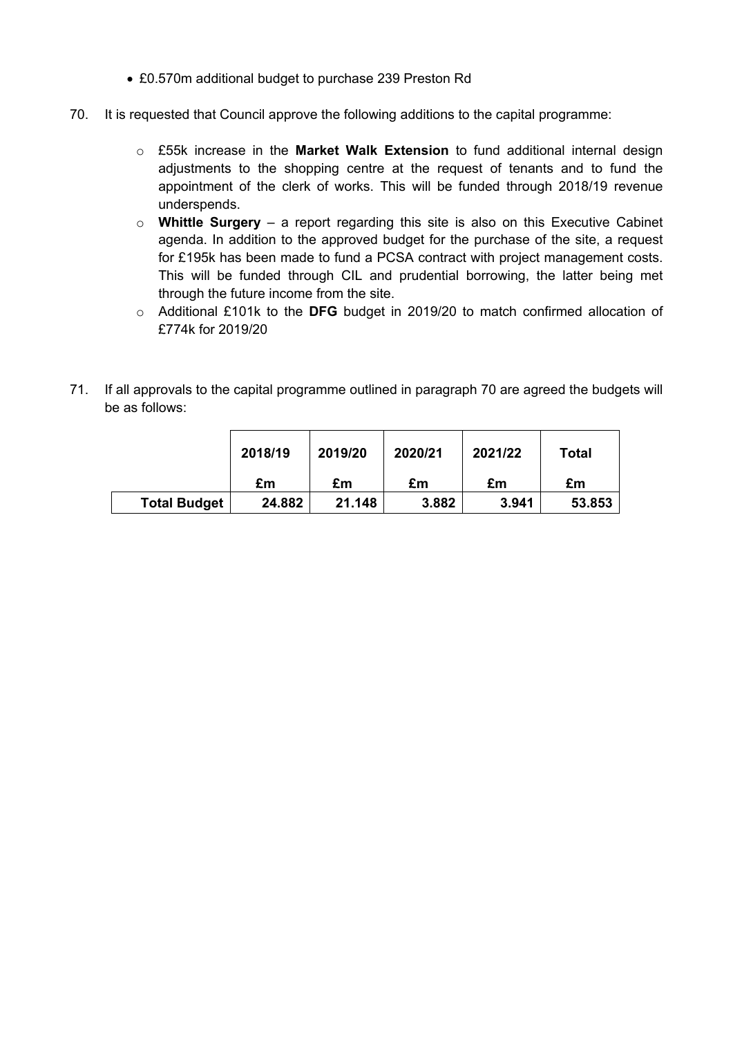- £0.570m additional budget to purchase 239 Preston Rd

70. It is requested that Council approve the following additions to the capital programme:

    - £55k increase in the **Market Walk Extension** to fund additional internal design adjustments to the shopping centre at the request of tenants and to fund the appointment of the clerk of works. This will be funded through 2018/19 revenue underspends.
    - **Whittle Surgery** – a report regarding this site is also on this Executive Cabinet agenda. In addition to the approved budget for the purchase of the site, a request for £195k has been made to fund a PCSA contract with project management costs. This will be funded through CIL and prudential borrowing, the latter being met through the future income from the site.
    - Additional £101k to the **DFG** budget in 2019/20 to match confirmed allocation of £774k for 2019/20

71. If all approvals to the capital programme outlined in paragraph 70 are agreed the budgets will be as follows:

| | 2018/19<br>£m | 2019/20<br>£m | 2020/21<br>£m | 2021/22<br>£m | Total<br>£m |
|---|---|---|---|---|---|
| **Total Budget** | **24.882** | **21.148** | **3.882** | **3.941** | **53.853** |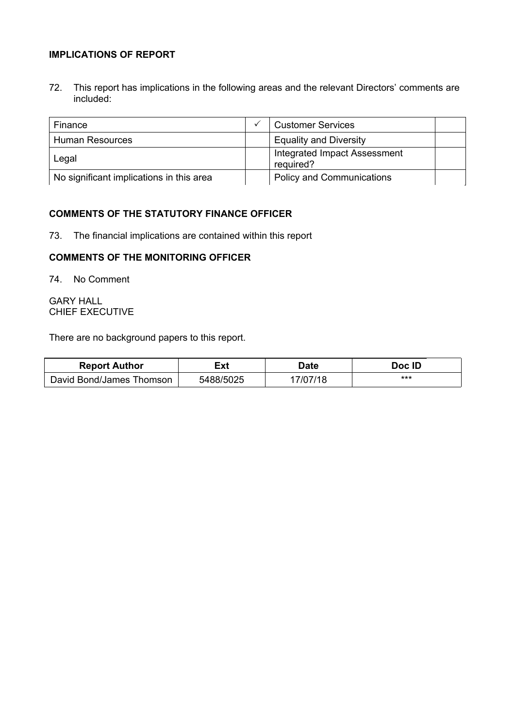**IMPLICATIONS OF REPORT**

72. This report has implications in the following areas and the relevant Directors' comments are included:

| | | | |
|---|---|---|---|
| Finance | ✓ | Customer Services | |
| Human Resources | | Equality and Diversity | |
| Legal | | Integrated Impact Assessment required? | |
| No significant implications in this area | | Policy and Communications | |

**COMMENTS OF THE STATUTORY FINANCE OFFICER**

73. The financial implications are contained within this report

**COMMENTS OF THE MONITORING OFFICER**

74. No Comment

GARY HALL
CHIEF EXECUTIVE

There are no background papers to this report.

| Report Author | Ext | Date | Doc ID |
|---|---|---|---|
| David Bond/James Thomson | 5488/5025 | 17/07/18 | *** |